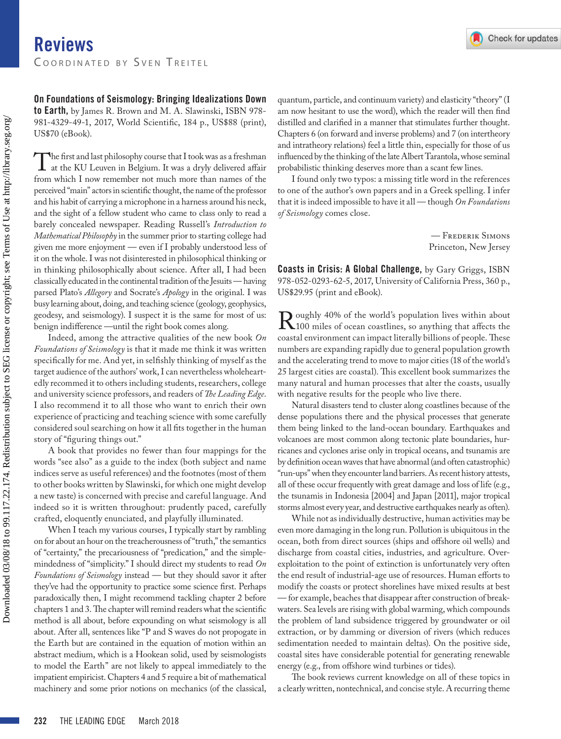# Reviews

Coordinated by Sven Treitel

**On Foundations of Seismology: Bringing Idealizations Down to Earth,** by James R. Brown and M. A. Slawinski, ISBN 978-981-4329-49-1, 2017, World Scientific, 184 p., US$88 (print), US$70 (eBook).

The first and last philosophy course that I took was as a freshman at the KU Leuven in Belgium. It was a dryly delivered affair from which I now remember not much more than names of the perceived "main" actors in scientific thought, the name of the professor and his habit of carrying a microphone in a harness around his neck, and the sight of a fellow student who came to class only to read a barely concealed newspaper. Reading Russell's *Introduction to Mathematical Philosophy* in the summer prior to starting college had given me more enjoyment — even if I probably understood less of it on the whole. I was not disinterested in philosophical thinking or in thinking philosophically about science. After all, I had been classically educated in the continental tradition of the Jesuits — having parsed Plato's *Allegory* and Socrate's *Apology* in the original. I was busy learning about, doing, and teaching science (geology, geophysics, geodesy, and seismology). I suspect it is the same for most of us: benign indifference —until the right book comes along.

Indeed, among the attractive qualities of the new book *On Foundations of Seismology* is that it made me think it was written specifically for me. And yet, in selfishly thinking of myself as the target audience of the authors' work, I can nevertheless wholeheartedly recommend it to others including students, researchers, college and university science professors, and readers of *The Leading Edge*. I also recommend it to all those who want to enrich their own experience of practicing and teaching science with some carefully considered soul searching on how it all fits together in the human story of "figuring things out."

A book that provides no fewer than four mappings for the words "see also" as a guide to the index (both subject and name indices serve as useful references) and the footnotes (most of them to other books written by Slawinski, for which one might develop a new taste) is concerned with precise and careful language. And indeed so it is written throughout: prudently paced, carefully crafted, eloquently enunciated, and playfully illuminated.

When I teach my various courses, I typically start by rambling on for about an hour on the treacherousness of "truth," the semantics of "certainty," the precariousness of "predication," and the simple-mindedness of "simplicity." I should direct my students to read *On Foundations of Seismology* instead — but they should savor it after they've had the opportunity to practice some science first. Perhaps paradoxically then, I might recommend tackling chapter 2 before chapters 1 and 3. The chapter will remind readers what the scientific method is all about, before expounding on what seismology is all about. After all, sentences like "P and S waves do not propogate in the Earth but are contained in the equation of motion within an abstract medium, which is a Hookean solid, used by seismologists to model the Earth" are not likely to appeal immediately to the impatient empiricist. Chapters 4 and 5 require a bit of mathematical machinery and some prior notions on mechanics (of the classical, quantum, particle, and continuum variety) and elasticity "theory" (I am now hesitant to use the word), which the reader will then find distilled and clarified in a manner that stimulates further thought. Chapters 6 (on forward and inverse problems) and 7 (on intertheory and intratheory relations) feel a little thin, especially for those of us influenced by the thinking of the late Albert Tarantola, whose seminal probabilistic thinking deserves more than a scant few lines.

I found only two typos: a missing title word in the references to one of the author's own papers and in a Greek spelling. I infer that it is indeed impossible to have it all — though *On Foundations of Seismology* comes close.

— Frederik Simons
Princeton, New Jersey

**Coasts in Crisis: A Global Challenge,** by Gary Griggs, ISBN 978-052-0293-62-5, 2017, University of California Press, 360 p., US$29.95 (print and eBook).

Roughly 40% of the world's population lives within about 100 miles of ocean coastlines, so anything that affects the coastal environment can impact literally billions of people. These numbers are expanding rapidly due to general population growth and the accelerating trend to move to major cities (18 of the world's 25 largest cities are coastal). This excellent book summarizes the many natural and human processes that alter the coasts, usually with negative results for the people who live there.

Natural disasters tend to cluster along coastlines because of the dense populations there and the physical processes that generate them being linked to the land-ocean boundary. Earthquakes and volcanoes are most common along tectonic plate boundaries, hurricanes and cyclones arise only in tropical oceans, and tsunamis are by definition ocean waves that have abnormal (and often catastrophic) "run-ups" when they encounter land barriers. As recent history attests, all of these occur frequently with great damage and loss of life (e.g., the tsunamis in Indonesia [2004] and Japan [2011], major tropical storms almost every year, and destructive earthquakes nearly as often).

While not as individually destructive, human activities may be even more damaging in the long run. Pollution is ubiquitous in the ocean, both from direct sources (ships and offshore oil wells) and discharge from coastal cities, industries, and agriculture. Overexploitation to the point of extinction is unfortunately very often the end result of industrial-age use of resources. Human efforts to modify the coasts or protect shorelines have mixed results at best — for example, beaches that disappear after construction of breakwaters. Sea levels are rising with global warming, which compounds the problem of land subsidence triggered by groundwater or oil extraction, or by damming or diversion of rivers (which reduces sedimentation needed to maintain deltas). On the positive side, coastal sites have considerable potential for generating renewable energy (e.g., from offshore wind turbines or tides).

The book reviews current knowledge on all of these topics in a clearly written, nontechnical, and concise style. A recurring theme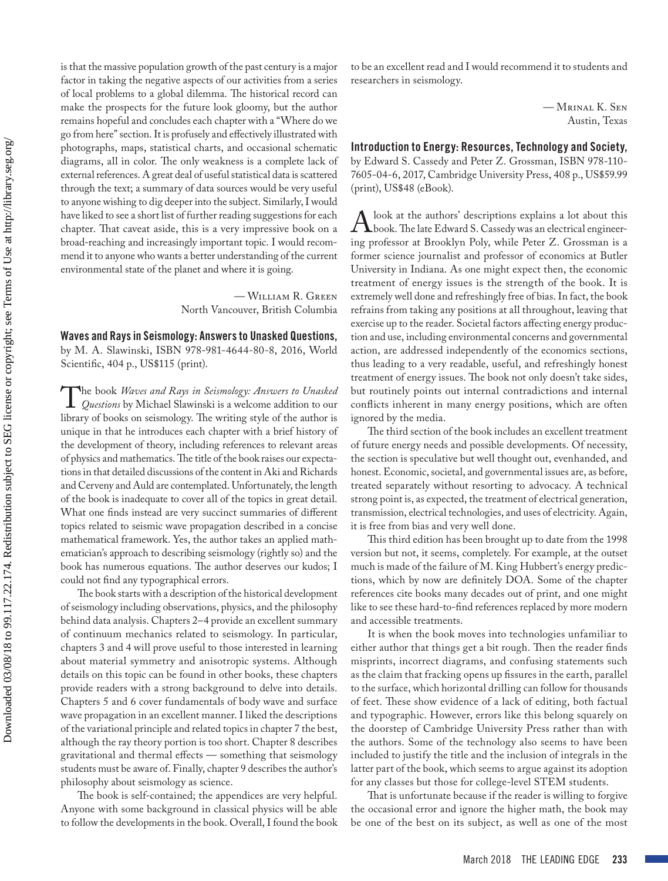is that the massive population growth of the past century is a major factor in taking the negative aspects of our activities from a series of local problems to a global dilemma. The historical record can make the prospects for the future look gloomy, but the author remains hopeful and concludes each chapter with a "Where do we go from here" section. It is profusely and effectively illustrated with photographs, maps, statistical charts, and occasional schematic diagrams, all in color. The only weakness is a complete lack of external references. A great deal of useful statistical data is scattered through the text; a summary of data sources would be very useful to anyone wishing to dig deeper into the subject. Similarly, I would have liked to see a short list of further reading suggestions for each chapter. That caveat aside, this is a very impressive book on a broad-reaching and increasingly important topic. I would recommend it to anyone who wants a better understanding of the current environmental state of the planet and where it is going.

— William R. Green
North Vancouver, British Columbia

## Waves and Rays in Seismology: Answers to Unasked Questions,

by M. A. Slawinski, ISBN 978-981-4644-80-8, 2016, World Scientific, 404 p., US$115 (print).

The book *Waves and Rays in Seismology: Answers to Unasked Questions* by Michael Slawinski is a welcome addition to our library of books on seismology. The writing style of the author is unique in that he introduces each chapter with a brief history of the development of theory, including references to relevant areas of physics and mathematics. The title of the book raises our expectations in that detailed discussions of the content in Aki and Richards and Cerveny and Auld are contemplated. Unfortunately, the length of the book is inadequate to cover all of the topics in great detail. What one finds instead are very succinct summaries of different topics related to seismic wave propagation described in a concise mathematical framework. Yes, the author takes an applied mathematician's approach to describing seismology (rightly so) and the book has numerous equations. The author deserves our kudos; I could not find any typographical errors.

The book starts with a description of the historical development of seismology including observations, physics, and the philosophy behind data analysis. Chapters 2–4 provide an excellent summary of continuum mechanics related to seismology. In particular, chapters 3 and 4 will prove useful to those interested in learning about material symmetry and anisotropic systems. Although details on this topic can be found in other books, these chapters provide readers with a strong background to delve into details. Chapters 5 and 6 cover fundamentals of body wave and surface wave propagation in an excellent manner. I liked the descriptions of the variational principle and related topics in chapter 7 the best, although the ray theory portion is too short. Chapter 8 describes gravitational and thermal effects — something that seismology students must be aware of. Finally, chapter 9 describes the author's philosophy about seismology as science.

The book is self-contained; the appendices are very helpful. Anyone with some background in classical physics will be able to follow the developments in the book. Overall, I found the book to be an excellent read and I would recommend it to students and researchers in seismology.

— Mrinal K. Sen
Austin, Texas

## Introduction to Energy: Resources, Technology and Society,

by Edward S. Cassedy and Peter Z. Grossman, ISBN 978-110-7605-04-6, 2017, Cambridge University Press, 408 p., US$59.99 (print), US$48 (eBook).

A look at the authors' descriptions explains a lot about this book. The late Edward S. Cassedy was an electrical engineering professor at Brooklyn Poly, while Peter Z. Grossman is a former science journalist and professor of economics at Butler University in Indiana. As one might expect then, the economic treatment of energy issues is the strength of the book. It is extremely well done and refreshingly free of bias. In fact, the book refrains from taking any positions at all throughout, leaving that exercise up to the reader. Societal factors affecting energy production and use, including environmental concerns and governmental action, are addressed independently of the economics sections, thus leading to a very readable, useful, and refreshingly honest treatment of energy issues. The book not only doesn't take sides, but routinely points out internal contradictions and internal conflicts inherent in many energy positions, which are often ignored by the media.

The third section of the book includes an excellent treatment of future energy needs and possible developments. Of necessity, the section is speculative but well thought out, evenhanded, and honest. Economic, societal, and governmental issues are, as before, treated separately without resorting to advocacy. A technical strong point is, as expected, the treatment of electrical generation, transmission, electrical technologies, and uses of electricity. Again, it is free from bias and very well done.

This third edition has been brought up to date from the 1998 version but not, it seems, completely. For example, at the outset much is made of the failure of M. King Hubbert's energy predictions, which by now are definitely DOA. Some of the chapter references cite books many decades out of print, and one might like to see these hard-to-find references replaced by more modern and accessible treatments.

It is when the book moves into technologies unfamiliar to either author that things get a bit rough. Then the reader finds misprints, incorrect diagrams, and confusing statements such as the claim that fracking opens up fissures in the earth, parallel to the surface, which horizontal drilling can follow for thousands of feet. These show evidence of a lack of editing, both factual and typographic. However, errors like this belong squarely on the doorstep of Cambridge University Press rather than with the authors. Some of the technology also seems to have been included to justify the title and the inclusion of integrals in the latter part of the book, which seems to argue against its adoption for any classes but those for college-level STEM students.

That is unfortunate because if the reader is willing to forgive the occasional error and ignore the higher math, the book may be one of the best on its subject, as well as one of the most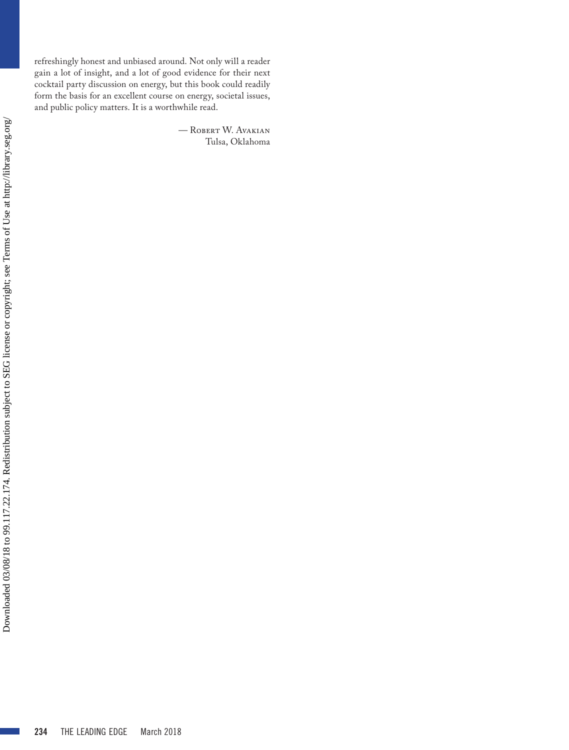refreshingly honest and unbiased around. Not only will a reader gain a lot of insight, and a lot of good evidence for their next cocktail party discussion on energy, but this book could readily form the basis for an excellent course on energy, societal issues, and public policy matters. It is a worthwhile read.

— Robert W. Avakian
Tulsa, Oklahoma